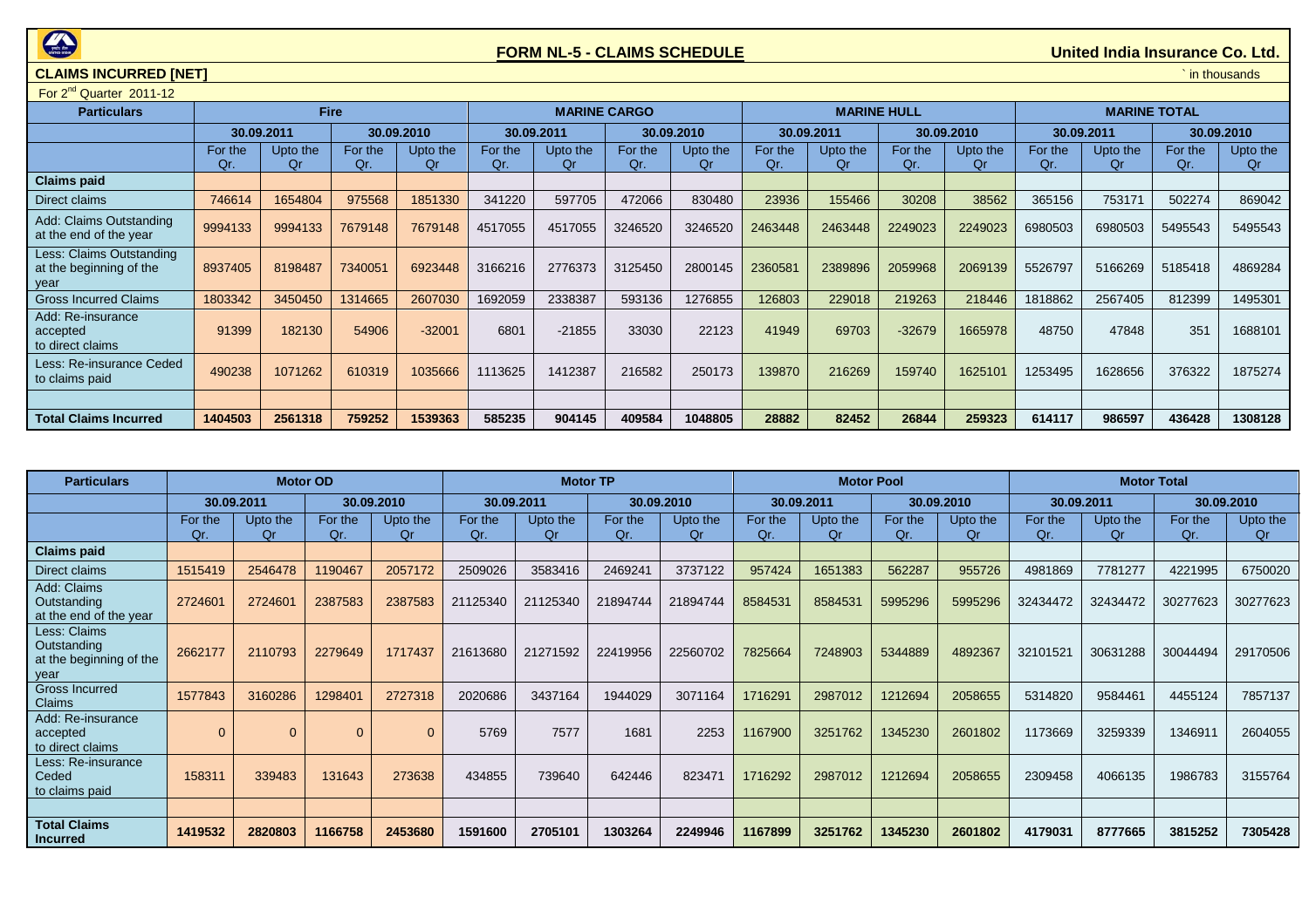# FORM NL-5 - CLAIMS SCHEDULE

**United India Insurance Co. Ltd.**

**CLAIMS INCURRED [NET]**

` in thousands

For 2nd Quarter 2011-12

| Particulars | Fire | | | | MARINE CARGO | | | | MARINE HULL | | | | MARINE TOTAL | | | |
|---|---|---|---|---|---|---|---|---|---|---|---|---|---|---|---|---|
| | 30.09.2011 | | 30.09.2010 | | 30.09.2011 | | 30.09.2010 | | 30.09.2011 | | 30.09.2010 | | 30.09.2011 | | 30.09.2010 | |
| | For the Qr. | Upto the Qr | For the Qr. | Upto the Qr | For the Qr. | Upto the Qr | For the Qr. | Upto the Qr | For the Qr. | Upto the Qr | For the Qr. | Upto the Qr | For the Qr. | Upto the Qr | For the Qr. | Upto the Qr |
| **Claims paid** | | | | | | | | | | | | | | | | |
| Direct claims | 746614 | 1654804 | 975568 | 1851330 | 341220 | 597705 | 472066 | 830480 | 23936 | 155466 | 30208 | 38562 | 365156 | 753171 | 502274 | 869042 |
| Add: Claims Outstanding at the end of the year | 9994133 | 9994133 | 7679148 | 7679148 | 4517055 | 4517055 | 3246520 | 3246520 | 2463448 | 2463448 | 2249023 | 2249023 | 6980503 | 6980503 | 5495543 | 5495543 |
| Less: Claims Outstanding at the beginning of the year | 8937405 | 8198487 | 7340051 | 6923448 | 3166216 | 2776373 | 3125450 | 2800145 | 2360581 | 2389896 | 2059968 | 2069139 | 5526797 | 5166269 | 5185418 | 4869284 |
| Gross Incurred Claims | 1803342 | 3450450 | 1314665 | 2607030 | 1692059 | 2338387 | 593136 | 1276855 | 126803 | 229018 | 219263 | 218446 | 1818862 | 2567405 | 812399 | 1495301 |
| Add: Re-insurance accepted to direct claims | 91399 | 182130 | 54906 | -32001 | 6801 | -21855 | 33030 | 22123 | 41949 | 69703 | -32679 | 1665978 | 48750 | 47848 | 351 | 1688101 |
| Less: Re-insurance Ceded to claims paid | 490238 | 1071262 | 610319 | 1035666 | 1113625 | 1412387 | 216582 | 250173 | 139870 | 216269 | 159740 | 1625101 | 1253495 | 1628656 | 376322 | 1875274 |
| | | | | | | | | | | | | | | | | |
| **Total Claims Incurred** | **1404503** | **2561318** | **759252** | **1539363** | **585235** | **904145** | **409584** | **1048805** | **28882** | **82452** | **26844** | **259323** | **614117** | **986597** | **436428** | **1308128** |

| Particulars | Motor OD | | | | Motor TP | | | | Motor Pool | | | | Motor Total | | | |
|---|---|---|---|---|---|---|---|---|---|---|---|---|---|---|---|---|
| | 30.09.2011 | | 30.09.2010 | | 30.09.2011 | | 30.09.2010 | | 30.09.2011 | | 30.09.2010 | | 30.09.2011 | | 30.09.2010 | |
| | For the Qr. | Upto the Qr | For the Qr. | Upto the Qr | For the Qr. | Upto the Qr | For the Qr. | Upto the Qr | For the Qr. | Upto the Qr | For the Qr. | Upto the Qr | For the Qr. | Upto the Qr | For the Qr. | Upto the Qr |
| **Claims paid** | | | | | | | | | | | | | | | | |
| Direct claims | 1515419 | 2546478 | 1190467 | 2057172 | 2509026 | 3583416 | 2469241 | 3737122 | 957424 | 1651383 | 562287 | 955726 | 4981869 | 7781277 | 4221995 | 6750020 |
| Add: Claims Outstanding at the end of the year | 2724601 | 2724601 | 2387583 | 2387583 | 21125340 | 21125340 | 21894744 | 21894744 | 8584531 | 8584531 | 5995296 | 5995296 | 32434472 | 32434472 | 30277623 | 30277623 |
| Less: Claims Outstanding at the beginning of the year | 2662177 | 2110793 | 2279649 | 1717437 | 21613680 | 21271592 | 22419956 | 22560702 | 7825664 | 7248903 | 5344889 | 4892367 | 32101521 | 30631288 | 30044494 | 29170506 |
| Gross Incurred Claims | 1577843 | 3160286 | 1298401 | 2727318 | 2020686 | 3437164 | 1944029 | 3071164 | 1716291 | 2987012 | 1212694 | 2058655 | 5314820 | 9584461 | 4455124 | 7857137 |
| Add: Re-insurance accepted to direct claims | 0 | 0 | 0 | 0 | 5769 | 7577 | 1681 | 2253 | 1167900 | 3251762 | 1345230 | 2601802 | 1173669 | 3259339 | 1346911 | 2604055 |
| Less: Re-insurance Ceded to claims paid | 158311 | 339483 | 131643 | 273638 | 434855 | 739640 | 642446 | 823471 | 1716292 | 2987012 | 1212694 | 2058655 | 2309458 | 4066135 | 1986783 | 3155764 |
| | | | | | | | | | | | | | | | | |
| **Total Claims Incurred** | **1419532** | **2820803** | **1166758** | **2453680** | **1591600** | **2705101** | **1303264** | **2249946** | **1167899** | **3251762** | **1345230** | **2601802** | **4179031** | **8777665** | **3815252** | **7305428** |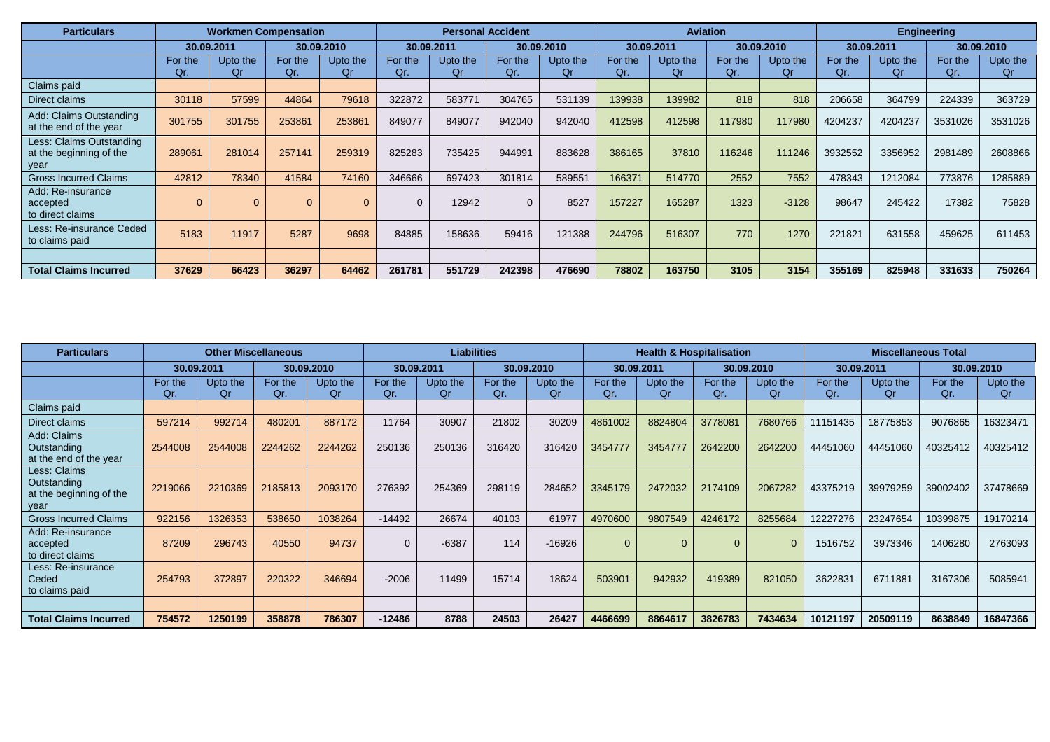| Particulars | Workmen Compensation | | | | Personal Accident | | | | Aviation | | | | Engineering | | | |
|---|---|---|---|---|---|---|---|---|---|---|---|---|---|---|---|---|
| | 30.09.2011 | | 30.09.2010 | | 30.09.2011 | | 30.09.2010 | | 30.09.2011 | | 30.09.2010 | | 30.09.2011 | | 30.09.2010 | |
| | For the Qr. | Upto the Qr | For the Qr. | Upto the Qr | For the Qr. | Upto the Qr | For the Qr. | Upto the Qr | For the Qr. | Upto the Qr | For the Qr. | Upto the Qr | For the Qr. | Upto the Qr | For the Qr. | Upto the Qr |
| Claims paid | | | | | | | | | | | | | | | | |
| Direct claims | 30118 | 57599 | 44864 | 79618 | 322872 | 583771 | 304765 | 531139 | 139938 | 139982 | 818 | 818 | 206658 | 364799 | 224339 | 363729 |
| Add: Claims Outstanding at the end of the year | 301755 | 301755 | 253861 | 253861 | 849077 | 849077 | 942040 | 942040 | 412598 | 412598 | 117980 | 117980 | 4204237 | 4204237 | 3531026 | 3531026 |
| Less: Claims Outstanding at the beginning of the year | 289061 | 281014 | 257141 | 259319 | 825283 | 735425 | 944991 | 883628 | 386165 | 37810 | 116246 | 111246 | 3932552 | 3356952 | 2981489 | 2608866 |
| Gross Incurred Claims | 42812 | 78340 | 41584 | 74160 | 346666 | 697423 | 301814 | 589551 | 166371 | 514770 | 2552 | 7552 | 478343 | 1212084 | 773876 | 1285889 |
| Add: Re-insurance accepted to direct claims | 0 | 0 | 0 | 0 | 0 | 12942 | 0 | 8527 | 157227 | 165287 | 1323 | -3128 | 98647 | 245422 | 17382 | 75828 |
| Less: Re-insurance Ceded to claims paid | 5183 | 11917 | 5287 | 9698 | 84885 | 158636 | 59416 | 121388 | 244796 | 516307 | 770 | 1270 | 221821 | 631558 | 459625 | 611453 |
| | | | | | | | | | | | | | | | | |
| **Total Claims Incurred** | **37629** | **66423** | **36297** | **64462** | **261781** | **551729** | **242398** | **476690** | **78802** | **163750** | **3105** | **3154** | **355169** | **825948** | **331633** | **750264** |

| Particulars | Other Miscellaneous | | | | Liabilities | | | | Health & Hospitalisation | | | | Miscellaneous Total | | | |
|---|---|---|---|---|---|---|---|---|---|---|---|---|---|---|---|---|
| | 30.09.2011 | | 30.09.2010 | | 30.09.2011 | | 30.09.2010 | | 30.09.2011 | | 30.09.2010 | | 30.09.2011 | | 30.09.2010 | |
| | For the Qr. | Upto the Qr | For the Qr. | Upto the Qr | For the Qr. | Upto the Qr | For the Qr. | Upto the Qr | For the Qr. | Upto the Qr | For the Qr. | Upto the Qr | For the Qr. | Upto the Qr | For the Qr. | Upto the Qr |
| Claims paid | | | | | | | | | | | | | | | | |
| Direct claims | 597214 | 992714 | 480201 | 887172 | 11764 | 30907 | 21802 | 30209 | 4861002 | 8824804 | 3778081 | 7680766 | 11151435 | 18775853 | 9076865 | 16323471 |
| Add: Claims Outstanding at the end of the year | 2544008 | 2544008 | 2244262 | 2244262 | 250136 | 250136 | 316420 | 316420 | 3454777 | 3454777 | 2642200 | 2642200 | 44451060 | 44451060 | 40325412 | 40325412 |
| Less: Claims Outstanding at the beginning of the year | 2219066 | 2210369 | 2185813 | 2093170 | 276392 | 254369 | 298119 | 284652 | 3345179 | 2472032 | 2174109 | 2067282 | 43375219 | 39979259 | 39002402 | 37478669 |
| Gross Incurred Claims | 922156 | 1326353 | 538650 | 1038264 | -14492 | 26674 | 40103 | 61977 | 4970600 | 9807549 | 4246172 | 8255684 | 12227276 | 23247654 | 10399875 | 19170214 |
| Add: Re-insurance accepted to direct claims | 87209 | 296743 | 40550 | 94737 | 0 | -6387 | 114 | -16926 | 0 | 0 | 0 | 0 | 1516752 | 3973346 | 1406280 | 2763093 |
| Less: Re-insurance Ceded to claims paid | 254793 | 372897 | 220322 | 346694 | -2006 | 11499 | 15714 | 18624 | 503901 | 942932 | 419389 | 821050 | 3622831 | 6711881 | 3167306 | 5085941 |
| | | | | | | | | | | | | | | | | |
| **Total Claims Incurred** | **754572** | **1250199** | **358878** | **786307** | **-12486** | **8788** | **24503** | **26427** | **4466699** | **8864617** | **3826783** | **7434634** | **10121197** | **20509119** | **8638849** | **16847366** |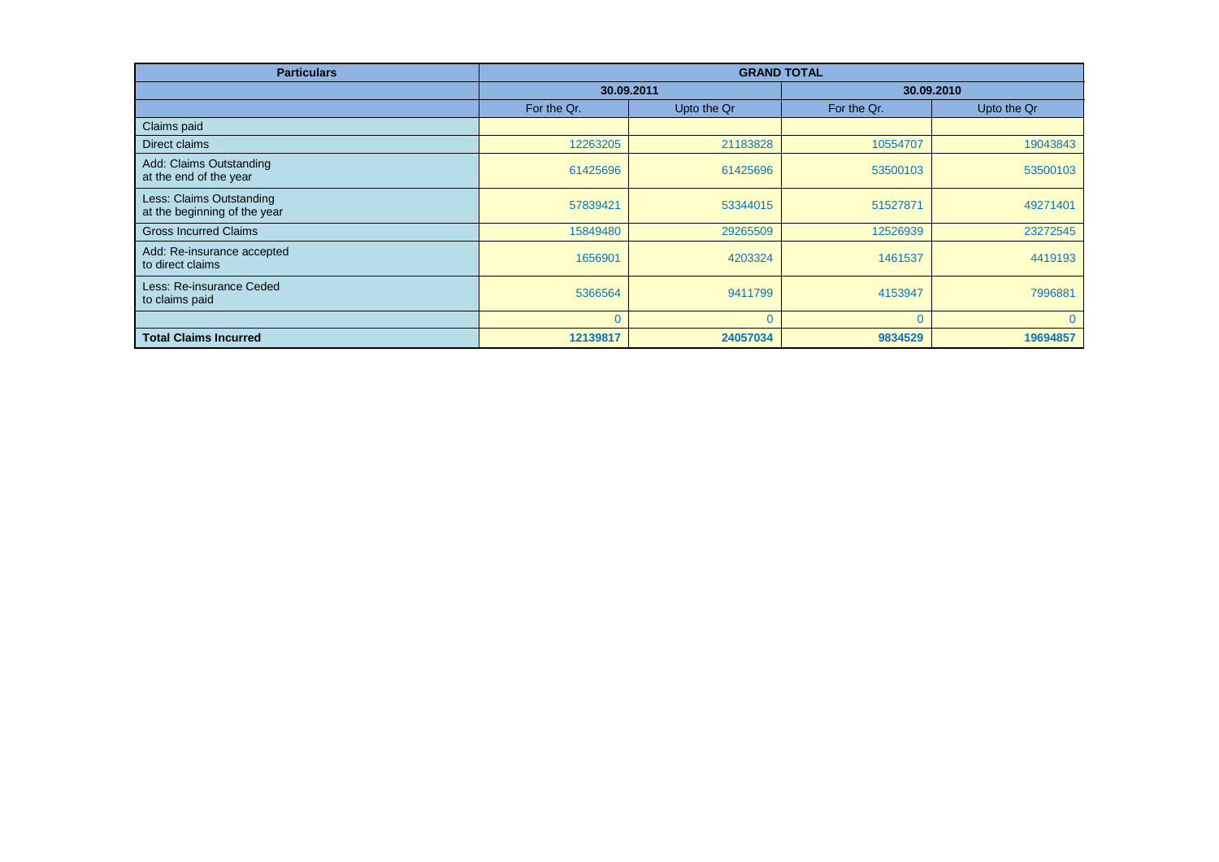| Particulars | GRAND TOTAL | | | |
|---|---|---|---|---|
| | 30.09.2011 | | 30.09.2010 | |
| | For the Qr. | Upto the Qr | For the Qr. | Upto the Qr |
| Claims paid | | | | |
| Direct claims | 12263205 | 21183828 | 10554707 | 19043843 |
| Add: Claims Outstanding at the end of the year | 61425696 | 61425696 | 53500103 | 53500103 |
| Less: Claims Outstanding at the beginning of the year | 57839421 | 53344015 | 51527871 | 49271401 |
| Gross Incurred Claims | 15849480 | 29265509 | 12526939 | 23272545 |
| Add: Re-insurance accepted to direct claims | 1656901 | 4203324 | 1461537 | 4419193 |
| Less: Re-insurance Ceded to claims paid | 5366564 | 9411799 | 4153947 | 7996881 |
| | 0 | 0 | 0 | 0 |
| **Total Claims Incurred** | **12139817** | **24057034** | **9834529** | **19694857** |